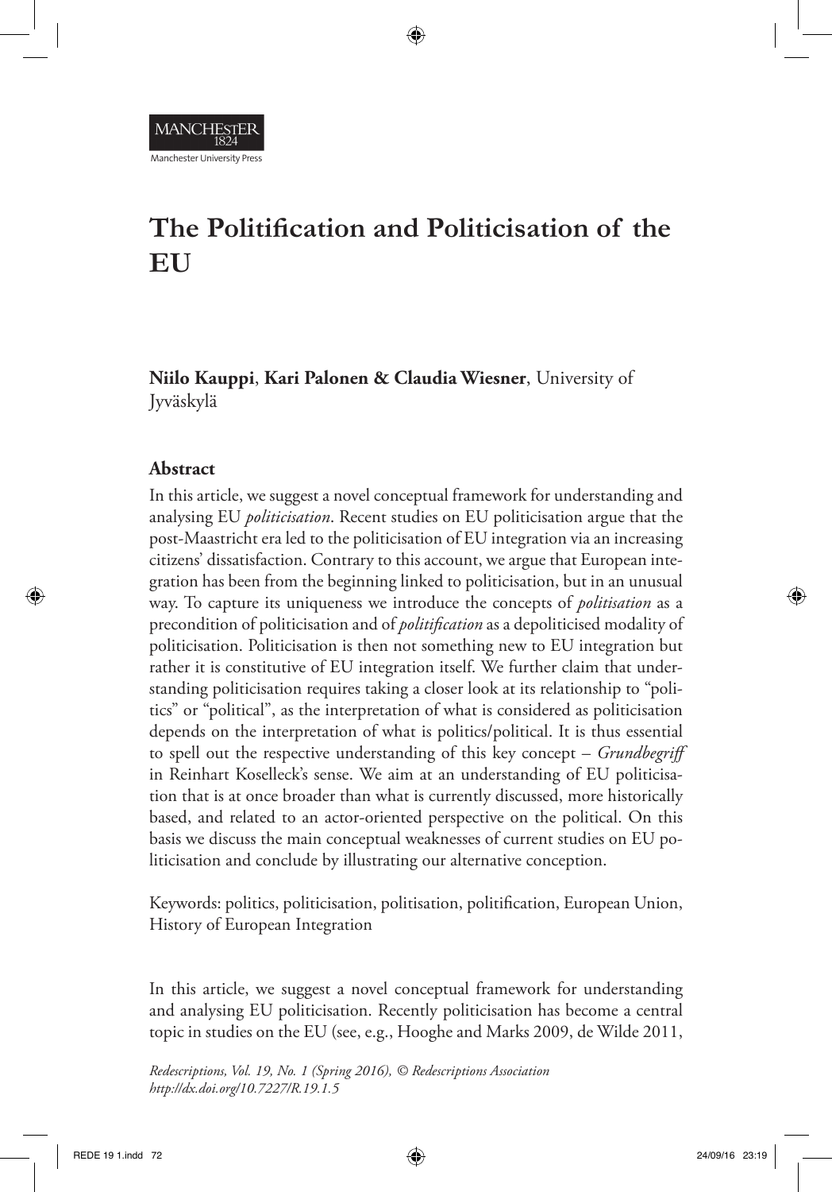# The Politification and Politicisation of the EU

**Niilo Kauppi**, **Kari Palonen & Claudia Wiesner**, University of Jyväskylä

## Abstract

In this article, we suggest a novel conceptual framework for understanding and analysing EU *politicisation*. Recent studies on EU politicisation argue that the post-Maastricht era led to the politicisation of EU integration via an increasing citizens' dissatisfaction. Contrary to this account, we argue that European integration has been from the beginning linked to politicisation, but in an unusual way. To capture its uniqueness we introduce the concepts of *politisation* as a precondition of politicisation and of *politification* as a depoliticised modality of politicisation. Politicisation is then not something new to EU integration but rather it is constitutive of EU integration itself. We further claim that understanding politicisation requires taking a closer look at its relationship to "politics" or "political", as the interpretation of what is considered as politicisation depends on the interpretation of what is politics/political. It is thus essential to spell out the respective understanding of this key concept – *Grundbegriff* in Reinhart Koselleck's sense. We aim at an understanding of EU politicisation that is at once broader than what is currently discussed, more historically based, and related to an actor-oriented perspective on the political. On this basis we discuss the main conceptual weaknesses of current studies on EU politicisation and conclude by illustrating our alternative conception.

Keywords: politics, politicisation, politisation, politification, European Union, History of European Integration

In this article, we suggest a novel conceptual framework for understanding and analysing EU politicisation. Recently politicisation has become a central topic in studies on the EU (see, e.g., Hooghe and Marks 2009, de Wilde 2011,

*Redescriptions, Vol. 19, No. 1 (Spring 2016), © Redescriptions Association*
*http://dx.doi.org/10.7227/R.19.1.5*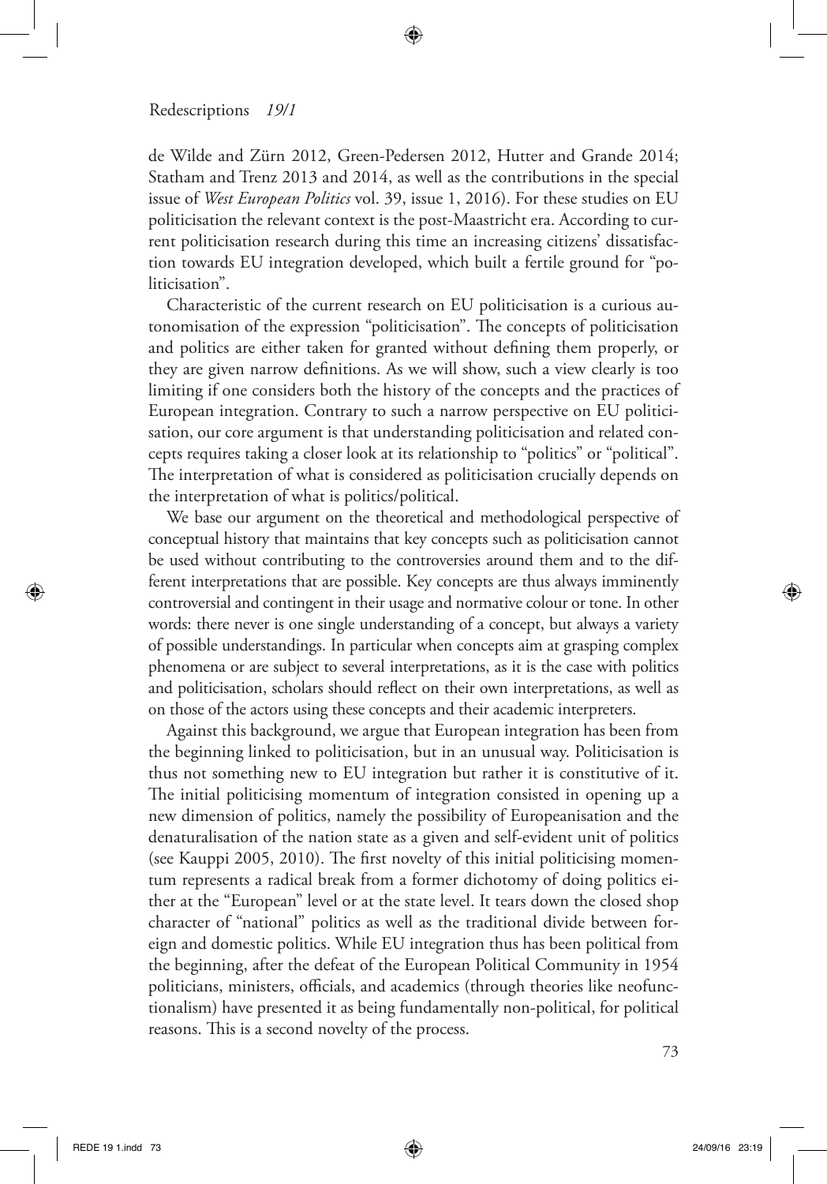de Wilde and Zürn 2012, Green-Pedersen 2012, Hutter and Grande 2014; Statham and Trenz 2013 and 2014, as well as the contributions in the special issue of *West European Politics* vol. 39, issue 1, 2016). For these studies on EU politicisation the relevant context is the post-Maastricht era. According to current politicisation research during this time an increasing citizens' dissatisfaction towards EU integration developed, which built a fertile ground for "politicisation".

Characteristic of the current research on EU politicisation is a curious autonomisation of the expression "politicisation". The concepts of politicisation and politics are either taken for granted without defining them properly, or they are given narrow definitions. As we will show, such a view clearly is too limiting if one considers both the history of the concepts and the practices of European integration. Contrary to such a narrow perspective on EU politicisation, our core argument is that understanding politicisation and related concepts requires taking a closer look at its relationship to "politics" or "political". The interpretation of what is considered as politicisation crucially depends on the interpretation of what is politics/political.

We base our argument on the theoretical and methodological perspective of conceptual history that maintains that key concepts such as politicisation cannot be used without contributing to the controversies around them and to the different interpretations that are possible. Key concepts are thus always imminently controversial and contingent in their usage and normative colour or tone. In other words: there never is one single understanding of a concept, but always a variety of possible understandings. In particular when concepts aim at grasping complex phenomena or are subject to several interpretations, as it is the case with politics and politicisation, scholars should reflect on their own interpretations, as well as on those of the actors using these concepts and their academic interpreters.

Against this background, we argue that European integration has been from the beginning linked to politicisation, but in an unusual way. Politicisation is thus not something new to EU integration but rather it is constitutive of it. The initial politicising momentum of integration consisted in opening up a new dimension of politics, namely the possibility of Europeanisation and the denaturalisation of the nation state as a given and self-evident unit of politics (see Kauppi 2005, 2010). The first novelty of this initial politicising momentum represents a radical break from a former dichotomy of doing politics either at the "European" level or at the state level. It tears down the closed shop character of "national" politics as well as the traditional divide between foreign and domestic politics. While EU integration thus has been political from the beginning, after the defeat of the European Political Community in 1954 politicians, ministers, officials, and academics (through theories like neofunctionalism) have presented it as being fundamentally non-political, for political reasons. This is a second novelty of the process.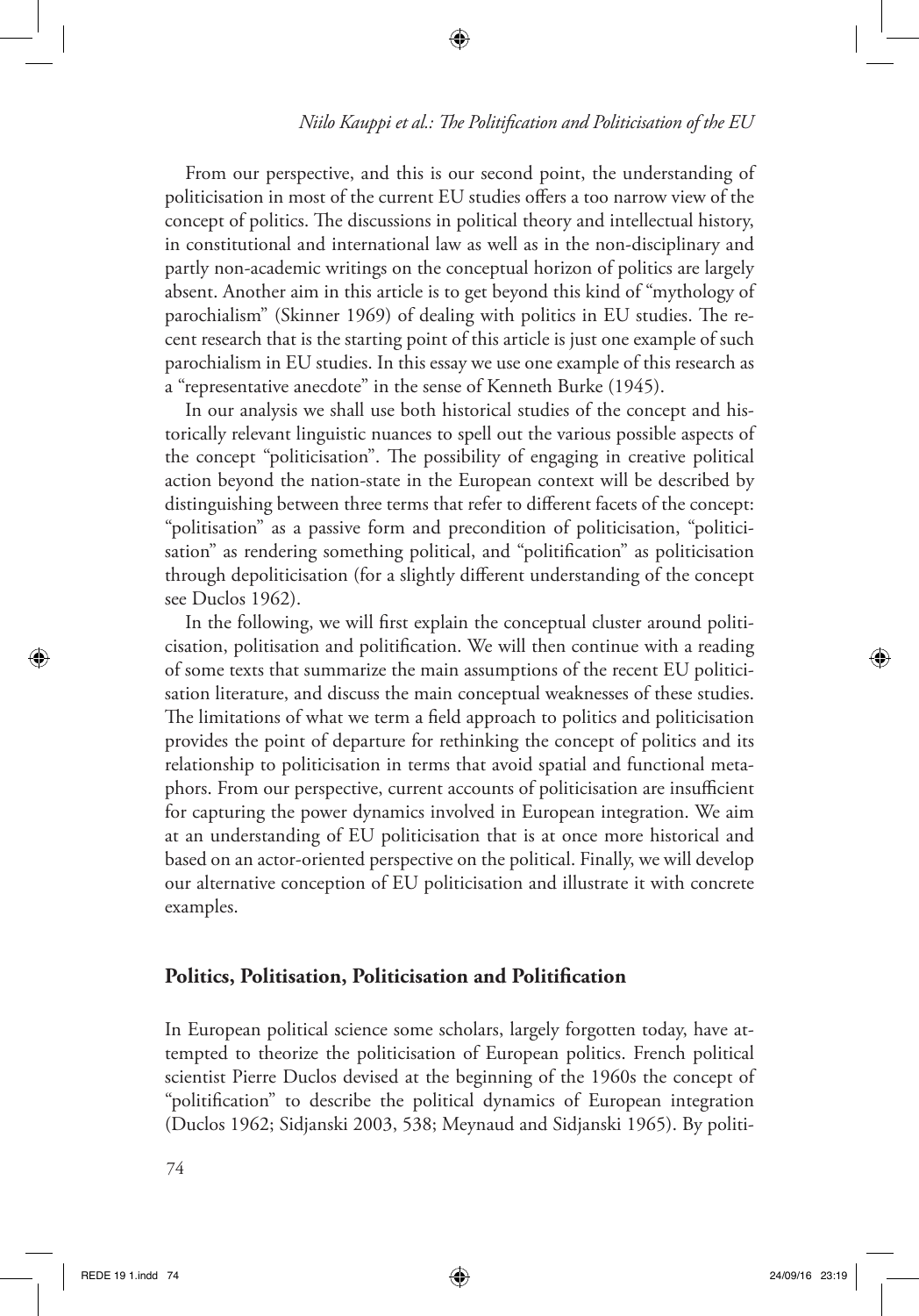From our perspective, and this is our second point, the understanding of politicisation in most of the current EU studies offers a too narrow view of the concept of politics. The discussions in political theory and intellectual history, in constitutional and international law as well as in the non-disciplinary and partly non-academic writings on the conceptual horizon of politics are largely absent. Another aim in this article is to get beyond this kind of "mythology of parochialism" (Skinner 1969) of dealing with politics in EU studies. The recent research that is the starting point of this article is just one example of such parochialism in EU studies. In this essay we use one example of this research as a "representative anecdote" in the sense of Kenneth Burke (1945).

In our analysis we shall use both historical studies of the concept and historically relevant linguistic nuances to spell out the various possible aspects of the concept "politicisation". The possibility of engaging in creative political action beyond the nation-state in the European context will be described by distinguishing between three terms that refer to different facets of the concept: "politisation" as a passive form and precondition of politicisation, "politicisation" as rendering something political, and "politification" as politicisation through depoliticisation (for a slightly different understanding of the concept see Duclos 1962).

In the following, we will first explain the conceptual cluster around politicisation, politisation and politification. We will then continue with a reading of some texts that summarize the main assumptions of the recent EU politicisation literature, and discuss the main conceptual weaknesses of these studies. The limitations of what we term a field approach to politics and politicisation provides the point of departure for rethinking the concept of politics and its relationship to politicisation in terms that avoid spatial and functional metaphors. From our perspective, current accounts of politicisation are insufficient for capturing the power dynamics involved in European integration. We aim at an understanding of EU politicisation that is at once more historical and based on an actor-oriented perspective on the political. Finally, we will develop our alternative conception of EU politicisation and illustrate it with concrete examples.

## Politics, Politisation, Politicisation and Politification

In European political science some scholars, largely forgotten today, have attempted to theorize the politicisation of European politics. French political scientist Pierre Duclos devised at the beginning of the 1960s the concept of "politification" to describe the political dynamics of European integration (Duclos 1962; Sidjanski 2003, 538; Meynaud and Sidjanski 1965). By politi-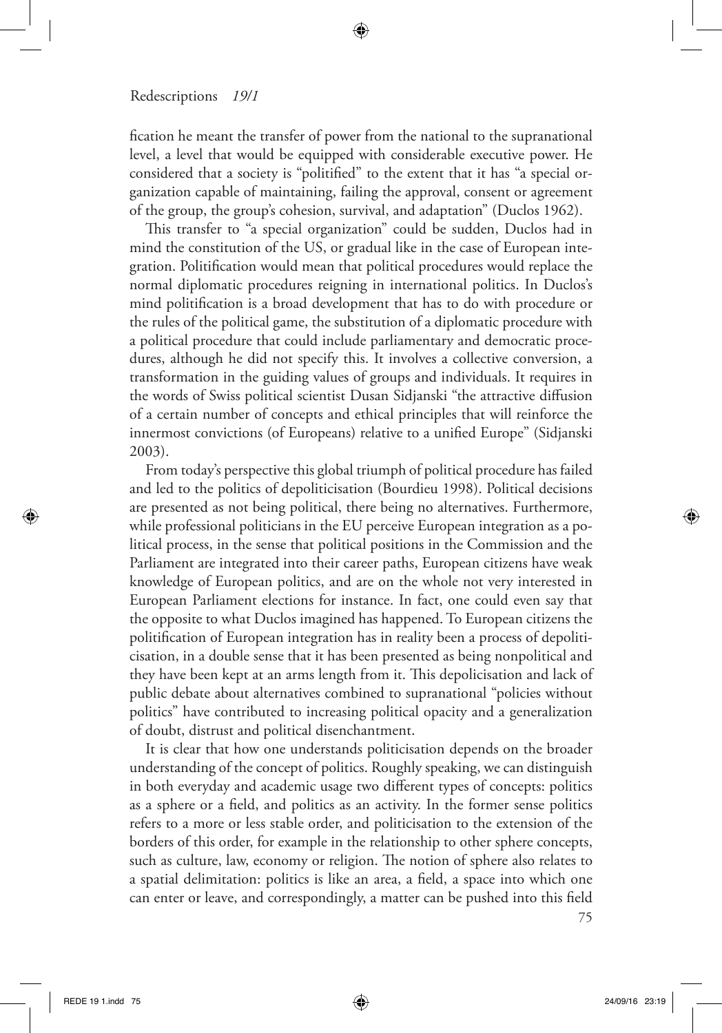fication he meant the transfer of power from the national to the supranational level, a level that would be equipped with considerable executive power. He considered that a society is "politified" to the extent that it has "a special organization capable of maintaining, failing the approval, consent or agreement of the group, the group's cohesion, survival, and adaptation" (Duclos 1962).

This transfer to "a special organization" could be sudden, Duclos had in mind the constitution of the US, or gradual like in the case of European integration. Politification would mean that political procedures would replace the normal diplomatic procedures reigning in international politics. In Duclos's mind politification is a broad development that has to do with procedure or the rules of the political game, the substitution of a diplomatic procedure with a political procedure that could include parliamentary and democratic procedures, although he did not specify this. It involves a collective conversion, a transformation in the guiding values of groups and individuals. It requires in the words of Swiss political scientist Dusan Sidjanski "the attractive diffusion of a certain number of concepts and ethical principles that will reinforce the innermost convictions (of Europeans) relative to a unified Europe" (Sidjanski 2003).

From today's perspective this global triumph of political procedure has failed and led to the politics of depoliticisation (Bourdieu 1998). Political decisions are presented as not being political, there being no alternatives. Furthermore, while professional politicians in the EU perceive European integration as a political process, in the sense that political positions in the Commission and the Parliament are integrated into their career paths, European citizens have weak knowledge of European politics, and are on the whole not very interested in European Parliament elections for instance. In fact, one could even say that the opposite to what Duclos imagined has happened. To European citizens the politification of European integration has in reality been a process of depoliticisation, in a double sense that it has been presented as being nonpolitical and they have been kept at an arms length from it. This depolicisation and lack of public debate about alternatives combined to supranational "policies without politics" have contributed to increasing political opacity and a generalization of doubt, distrust and political disenchantment.

It is clear that how one understands politicisation depends on the broader understanding of the concept of politics. Roughly speaking, we can distinguish in both everyday and academic usage two different types of concepts: politics as a sphere or a field, and politics as an activity. In the former sense politics refers to a more or less stable order, and politicisation to the extension of the borders of this order, for example in the relationship to other sphere concepts, such as culture, law, economy or religion. The notion of sphere also relates to a spatial delimitation: politics is like an area, a field, a space into which one can enter or leave, and correspondingly, a matter can be pushed into this field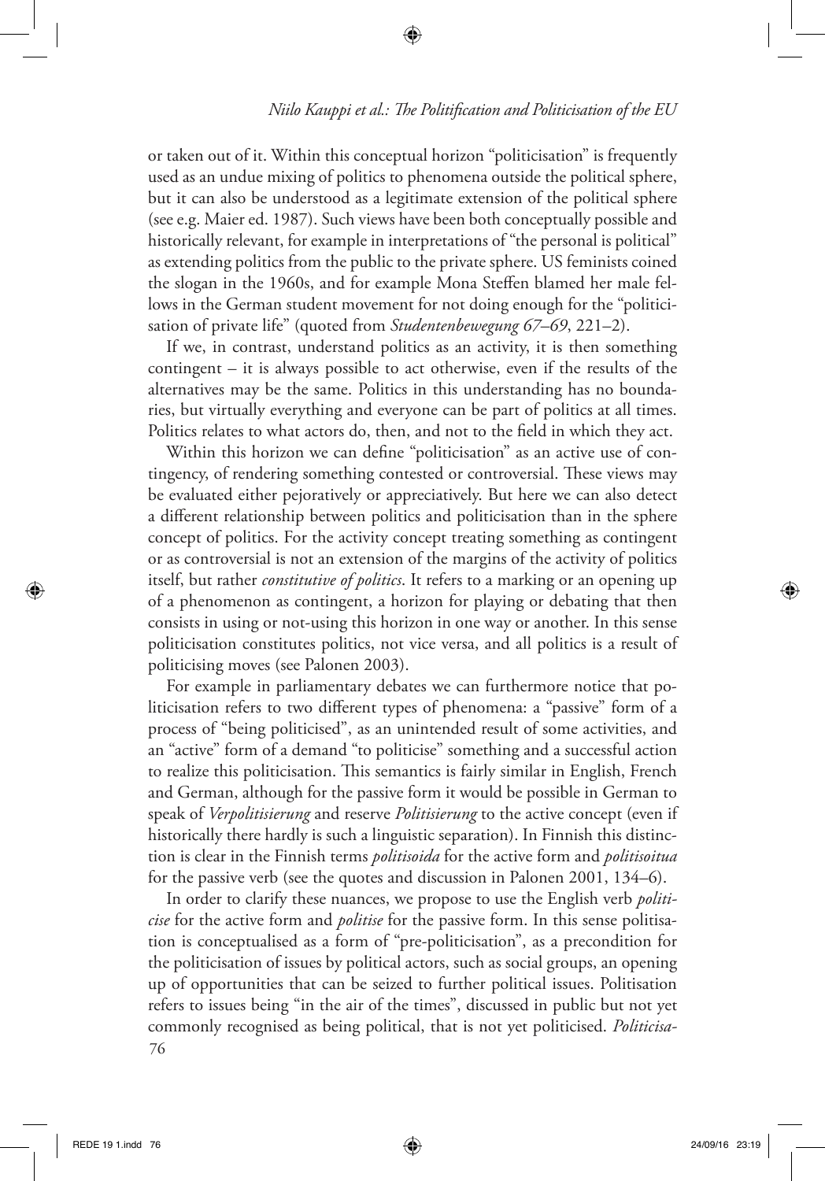or taken out of it. Within this conceptual horizon "politicisation" is frequently used as an undue mixing of politics to phenomena outside the political sphere, but it can also be understood as a legitimate extension of the political sphere (see e.g. Maier ed. 1987). Such views have been both conceptually possible and historically relevant, for example in interpretations of "the personal is political" as extending politics from the public to the private sphere. US feminists coined the slogan in the 1960s, and for example Mona Steffen blamed her male fellows in the German student movement for not doing enough for the "politicisation of private life" (quoted from *Studentenbewegung 67–69*, 221–2).

If we, in contrast, understand politics as an activity, it is then something contingent – it is always possible to act otherwise, even if the results of the alternatives may be the same. Politics in this understanding has no boundaries, but virtually everything and everyone can be part of politics at all times. Politics relates to what actors do, then, and not to the field in which they act.

Within this horizon we can define "politicisation" as an active use of contingency, of rendering something contested or controversial. These views may be evaluated either pejoratively or appreciatively. But here we can also detect a different relationship between politics and politicisation than in the sphere concept of politics. For the activity concept treating something as contingent or as controversial is not an extension of the margins of the activity of politics itself, but rather *constitutive of politics*. It refers to a marking or an opening up of a phenomenon as contingent, a horizon for playing or debating that then consists in using or not-using this horizon in one way or another. In this sense politicisation constitutes politics, not vice versa, and all politics is a result of politicising moves (see Palonen 2003).

For example in parliamentary debates we can furthermore notice that politicisation refers to two different types of phenomena: a "passive" form of a process of "being politicised", as an unintended result of some activities, and an "active" form of a demand "to politicise" something and a successful action to realize this politicisation. This semantics is fairly similar in English, French and German, although for the passive form it would be possible in German to speak of *Verpolitisierung* and reserve *Politisierung* to the active concept (even if historically there hardly is such a linguistic separation). In Finnish this distinction is clear in the Finnish terms *politisoida* for the active form and *politisoitua* for the passive verb (see the quotes and discussion in Palonen 2001, 134–6).

In order to clarify these nuances, we propose to use the English verb *politicise* for the active form and *politise* for the passive form. In this sense politisation is conceptualised as a form of "pre-politicisation", as a precondition for the politicisation of issues by political actors, such as social groups, an opening up of opportunities that can be seized to further political issues. Politisation refers to issues being "in the air of the times", discussed in public but not yet commonly recognised as being political, that is not yet politicised. *Politicisa-*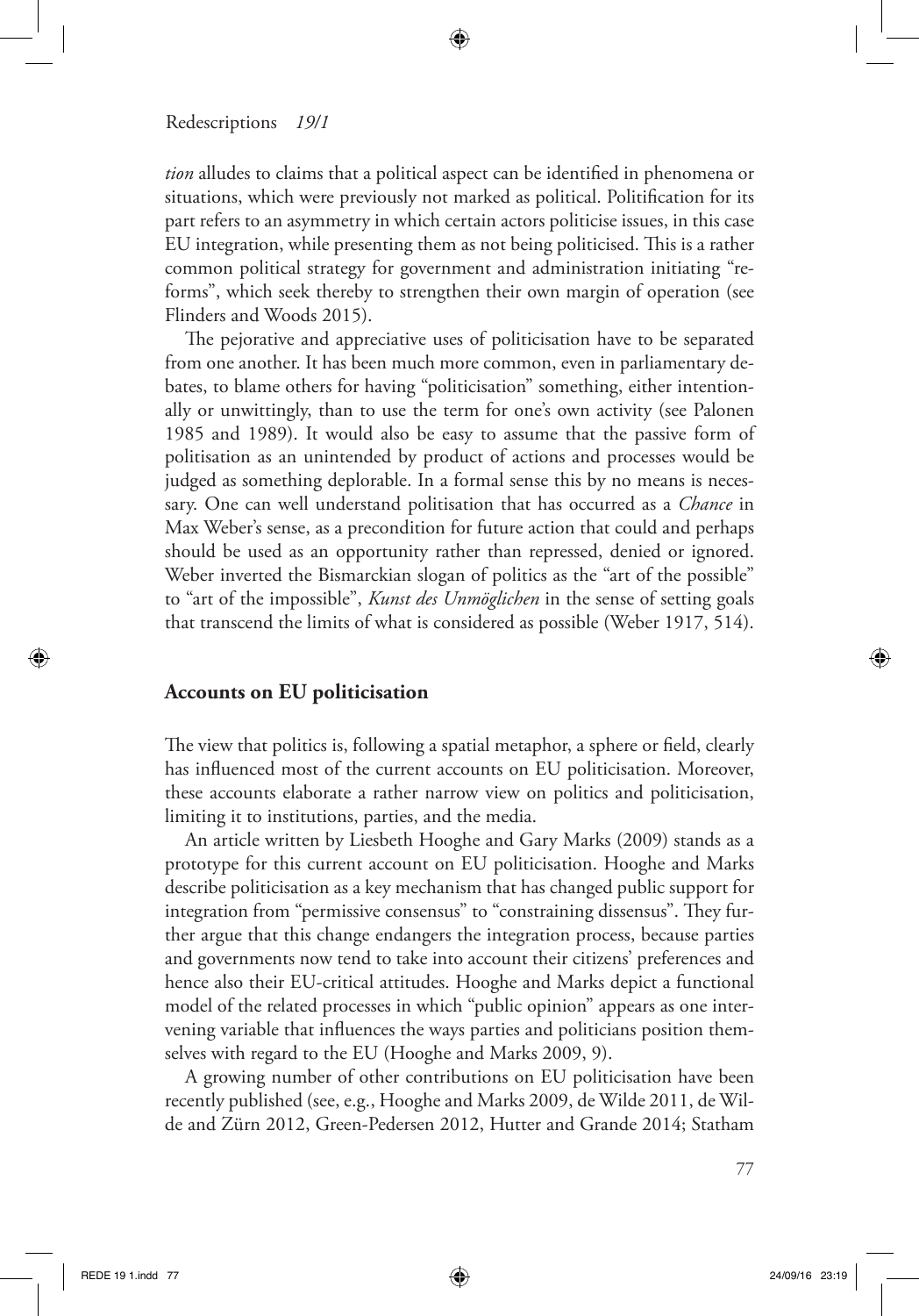*tion* alludes to claims that a political aspect can be identified in phenomena or situations, which were previously not marked as political. Politification for its part refers to an asymmetry in which certain actors politicise issues, in this case EU integration, while presenting them as not being politicised. This is a rather common political strategy for government and administration initiating "reforms", which seek thereby to strengthen their own margin of operation (see Flinders and Woods 2015).

The pejorative and appreciative uses of politicisation have to be separated from one another. It has been much more common, even in parliamentary debates, to blame others for having "politicisation" something, either intentionally or unwittingly, than to use the term for one's own activity (see Palonen 1985 and 1989). It would also be easy to assume that the passive form of politisation as an unintended by product of actions and processes would be judged as something deplorable. In a formal sense this by no means is necessary. One can well understand politisation that has occurred as a *Chance* in Max Weber's sense, as a precondition for future action that could and perhaps should be used as an opportunity rather than repressed, denied or ignored. Weber inverted the Bismarckian slogan of politics as the "art of the possible" to "art of the impossible", *Kunst des Unmöglichen* in the sense of setting goals that transcend the limits of what is considered as possible (Weber 1917, 514).

## Accounts on EU politicisation

The view that politics is, following a spatial metaphor, a sphere or field, clearly has influenced most of the current accounts on EU politicisation. Moreover, these accounts elaborate a rather narrow view on politics and politicisation, limiting it to institutions, parties, and the media.

An article written by Liesbeth Hooghe and Gary Marks (2009) stands as a prototype for this current account on EU politicisation. Hooghe and Marks describe politicisation as a key mechanism that has changed public support for integration from "permissive consensus" to "constraining dissensus". They further argue that this change endangers the integration process, because parties and governments now tend to take into account their citizens' preferences and hence also their EU-critical attitudes. Hooghe and Marks depict a functional model of the related processes in which "public opinion" appears as one intervening variable that influences the ways parties and politicians position themselves with regard to the EU (Hooghe and Marks 2009, 9).

A growing number of other contributions on EU politicisation have been recently published (see, e.g., Hooghe and Marks 2009, de Wilde 2011, de Wilde and Zürn 2012, Green-Pedersen 2012, Hutter and Grande 2014; Statham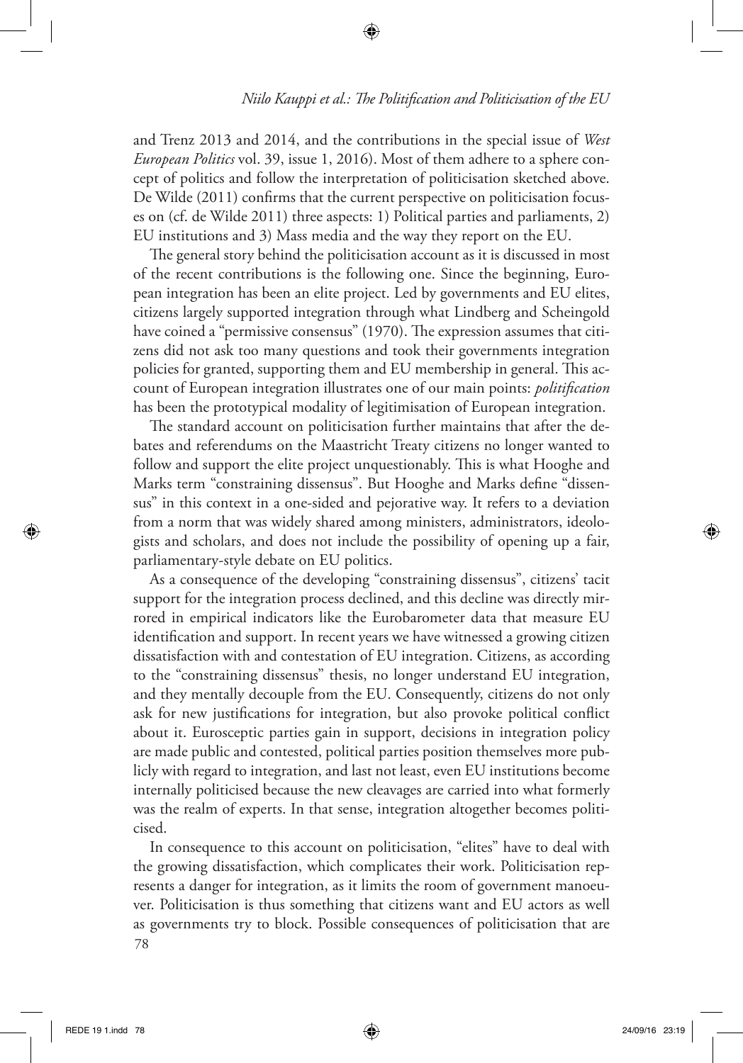and Trenz 2013 and 2014, and the contributions in the special issue of *West European Politics* vol. 39, issue 1, 2016). Most of them adhere to a sphere concept of politics and follow the interpretation of politicisation sketched above. De Wilde (2011) confirms that the current perspective on politicisation focuses on (cf. de Wilde 2011) three aspects: 1) Political parties and parliaments, 2) EU institutions and 3) Mass media and the way they report on the EU.

The general story behind the politicisation account as it is discussed in most of the recent contributions is the following one. Since the beginning, European integration has been an elite project. Led by governments and EU elites, citizens largely supported integration through what Lindberg and Scheingold have coined a "permissive consensus" (1970). The expression assumes that citizens did not ask too many questions and took their governments integration policies for granted, supporting them and EU membership in general. This account of European integration illustrates one of our main points: *politification* has been the prototypical modality of legitimisation of European integration.

The standard account on politicisation further maintains that after the debates and referendums on the Maastricht Treaty citizens no longer wanted to follow and support the elite project unquestionably. This is what Hooghe and Marks term "constraining dissensus". But Hooghe and Marks define "dissensus" in this context in a one-sided and pejorative way. It refers to a deviation from a norm that was widely shared among ministers, administrators, ideologists and scholars, and does not include the possibility of opening up a fair, parliamentary-style debate on EU politics.

As a consequence of the developing "constraining dissensus", citizens' tacit support for the integration process declined, and this decline was directly mirrored in empirical indicators like the Eurobarometer data that measure EU identification and support. In recent years we have witnessed a growing citizen dissatisfaction with and contestation of EU integration. Citizens, as according to the "constraining dissensus" thesis, no longer understand EU integration, and they mentally decouple from the EU. Consequently, citizens do not only ask for new justifications for integration, but also provoke political conflict about it. Eurosceptic parties gain in support, decisions in integration policy are made public and contested, political parties position themselves more publicly with regard to integration, and last not least, even EU institutions become internally politicised because the new cleavages are carried into what formerly was the realm of experts. In that sense, integration altogether becomes politicised.

In consequence to this account on politicisation, "elites" have to deal with the growing dissatisfaction, which complicates their work. Politicisation represents a danger for integration, as it limits the room of government manoeuver. Politicisation is thus something that citizens want and EU actors as well as governments try to block. Possible consequences of politicisation that are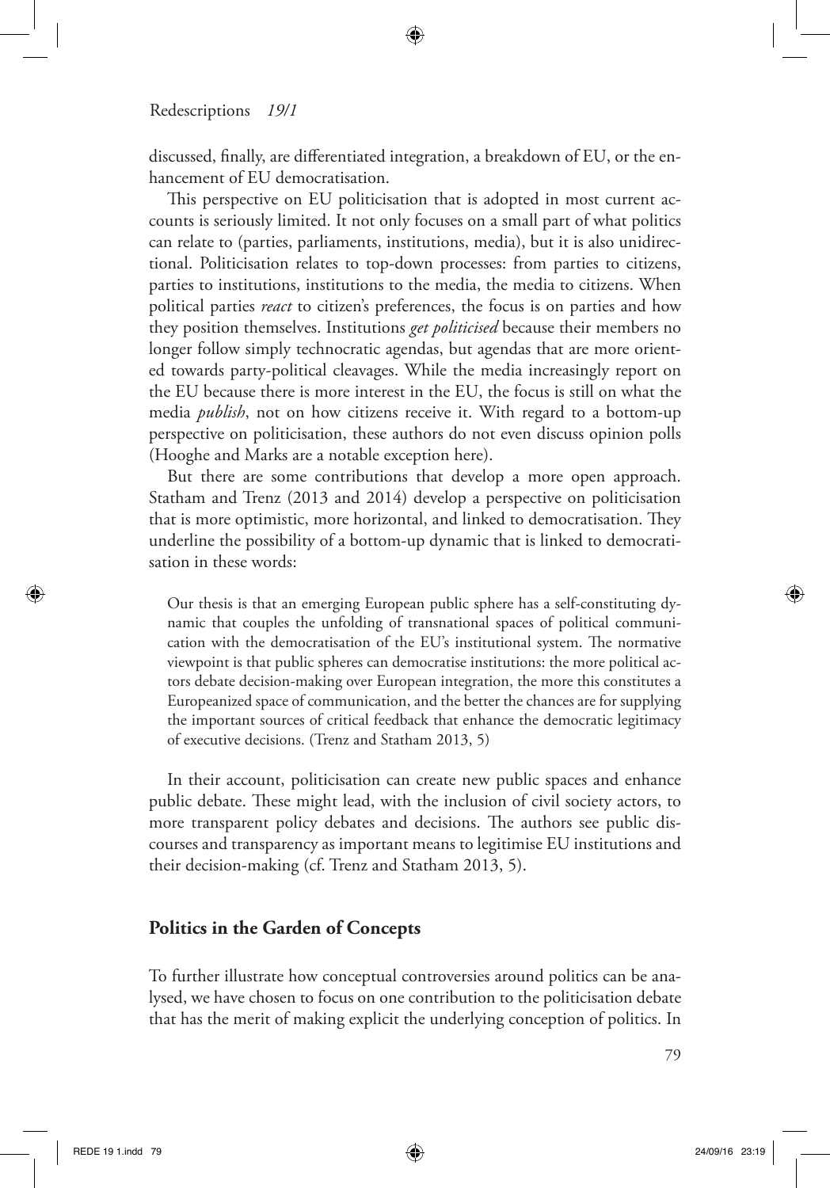discussed, finally, are differentiated integration, a breakdown of EU, or the enhancement of EU democratisation.

This perspective on EU politicisation that is adopted in most current accounts is seriously limited. It not only focuses on a small part of what politics can relate to (parties, parliaments, institutions, media), but it is also unidirectional. Politicisation relates to top-down processes: from parties to citizens, parties to institutions, institutions to the media, the media to citizens. When political parties *react* to citizen's preferences, the focus is on parties and how they position themselves. Institutions *get politicised* because their members no longer follow simply technocratic agendas, but agendas that are more oriented towards party-political cleavages. While the media increasingly report on the EU because there is more interest in the EU, the focus is still on what the media *publish*, not on how citizens receive it. With regard to a bottom-up perspective on politicisation, these authors do not even discuss opinion polls (Hooghe and Marks are a notable exception here).

But there are some contributions that develop a more open approach. Statham and Trenz (2013 and 2014) develop a perspective on politicisation that is more optimistic, more horizontal, and linked to democratisation. They underline the possibility of a bottom-up dynamic that is linked to democratisation in these words:

> Our thesis is that an emerging European public sphere has a self-constituting dynamic that couples the unfolding of transnational spaces of political communication with the democratisation of the EU's institutional system. The normative viewpoint is that public spheres can democratise institutions: the more political actors debate decision-making over European integration, the more this constitutes a Europeanized space of communication, and the better the chances are for supplying the important sources of critical feedback that enhance the democratic legitimacy of executive decisions. (Trenz and Statham 2013, 5)

In their account, politicisation can create new public spaces and enhance public debate. These might lead, with the inclusion of civil society actors, to more transparent policy debates and decisions. The authors see public discourses and transparency as important means to legitimise EU institutions and their decision-making (cf. Trenz and Statham 2013, 5).

## Politics in the Garden of Concepts

To further illustrate how conceptual controversies around politics can be analysed, we have chosen to focus on one contribution to the politicisation debate that has the merit of making explicit the underlying conception of politics. In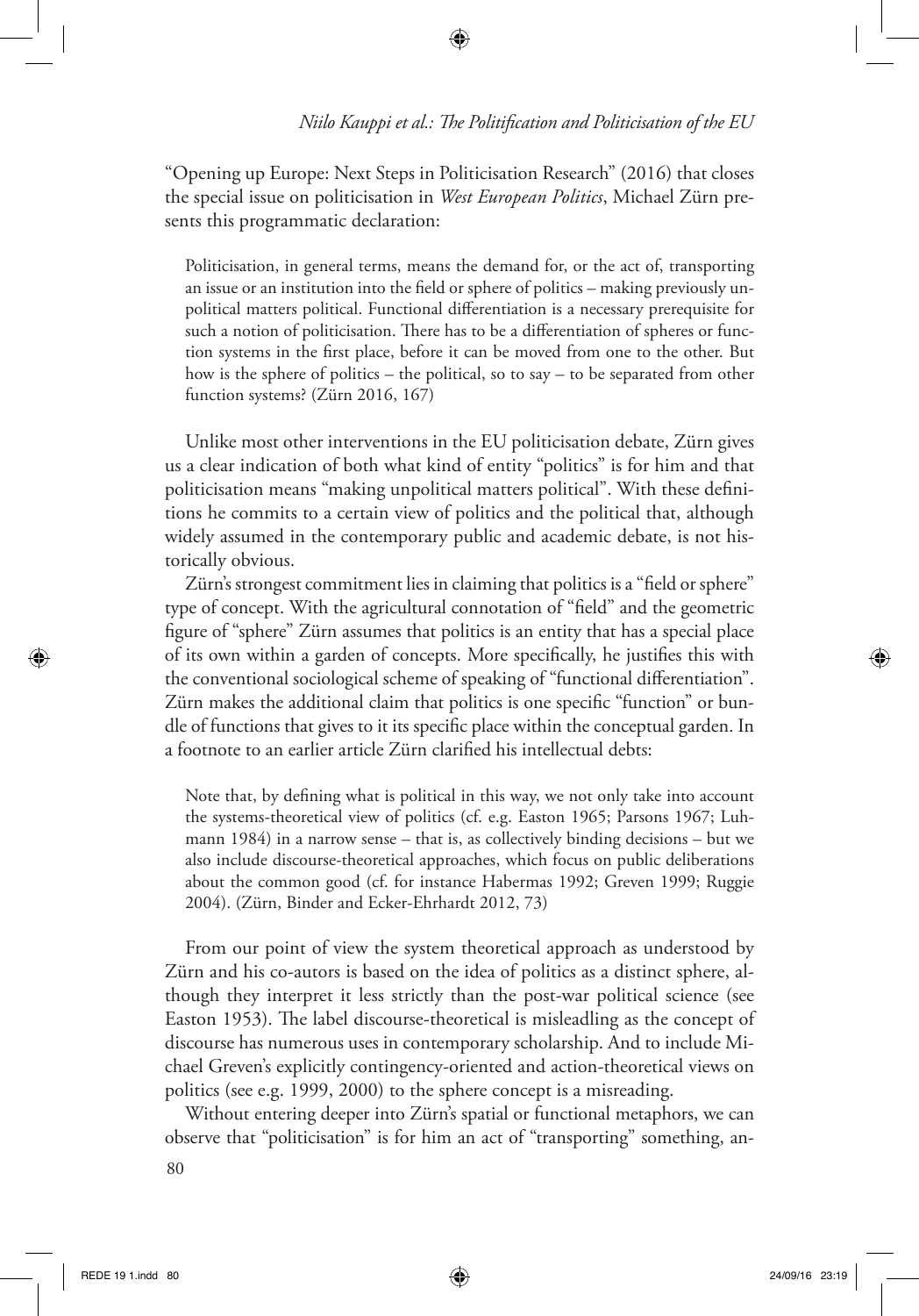"Opening up Europe: Next Steps in Politicisation Research" (2016) that closes the special issue on politicisation in *West European Politics*, Michael Zürn presents this programmatic declaration:

> Politicisation, in general terms, means the demand for, or the act of, transporting an issue or an institution into the field or sphere of politics – making previously unpolitical matters political. Functional differentiation is a necessary prerequisite for such a notion of politicisation. There has to be a differentiation of spheres or function systems in the first place, before it can be moved from one to the other. But how is the sphere of politics – the political, so to say – to be separated from other function systems? (Zürn 2016, 167)

Unlike most other interventions in the EU politicisation debate, Zürn gives us a clear indication of both what kind of entity "politics" is for him and that politicisation means "making unpolitical matters political". With these definitions he commits to a certain view of politics and the political that, although widely assumed in the contemporary public and academic debate, is not historically obvious.

Zürn's strongest commitment lies in claiming that politics is a "field or sphere" type of concept. With the agricultural connotation of "field" and the geometric figure of "sphere" Zürn assumes that politics is an entity that has a special place of its own within a garden of concepts. More specifically, he justifies this with the conventional sociological scheme of speaking of "functional differentiation". Zürn makes the additional claim that politics is one specific "function" or bundle of functions that gives to it its specific place within the conceptual garden. In a footnote to an earlier article Zürn clarified his intellectual debts:

> Note that, by defining what is political in this way, we not only take into account the systems-theoretical view of politics (cf. e.g. Easton 1965; Parsons 1967; Luhmann 1984) in a narrow sense – that is, as collectively binding decisions – but we also include discourse-theoretical approaches, which focus on public deliberations about the common good (cf. for instance Habermas 1992; Greven 1999; Ruggie 2004). (Zürn, Binder and Ecker-Ehrhardt 2012, 73)

From our point of view the system theoretical approach as understood by Zürn and his co-autors is based on the idea of politics as a distinct sphere, although they interpret it less strictly than the post-war political science (see Easton 1953). The label discourse-theoretical is misleadling as the concept of discourse has numerous uses in contemporary scholarship. And to include Michael Greven's explicitly contingency-oriented and action-theoretical views on politics (see e.g. 1999, 2000) to the sphere concept is a misreading.

Without entering deeper into Zürn's spatial or functional metaphors, we can observe that "politicisation" is for him an act of "transporting" something, an-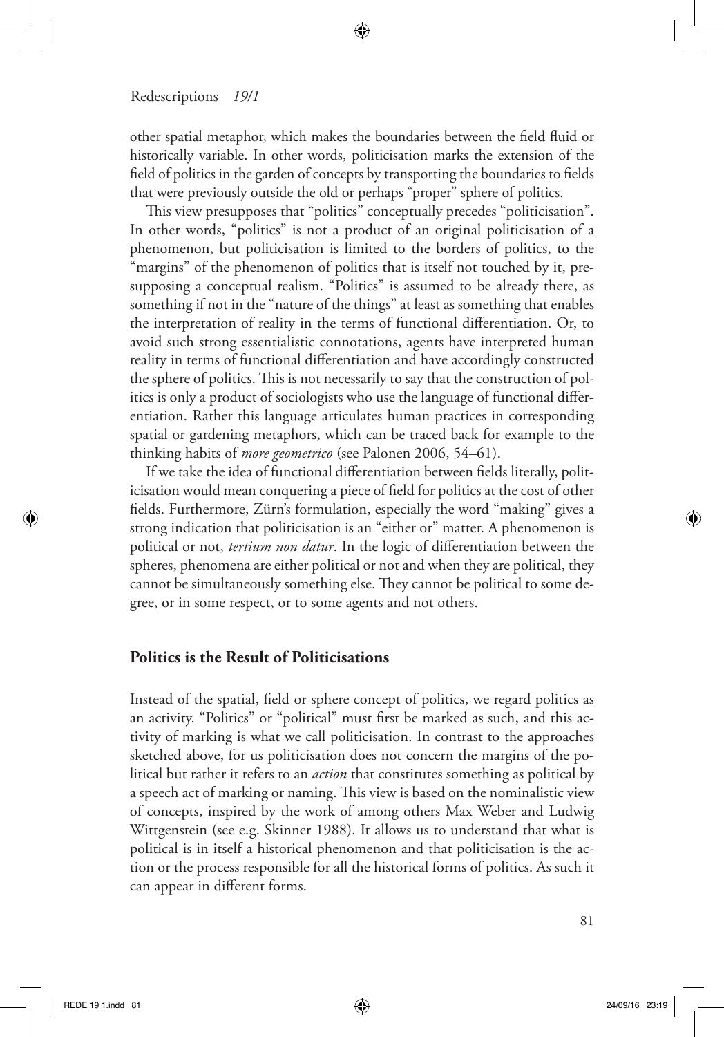other spatial metaphor, which makes the boundaries between the field fluid or historically variable. In other words, politicisation marks the extension of the field of politics in the garden of concepts by transporting the boundaries to fields that were previously outside the old or perhaps "proper" sphere of politics.

This view presupposes that "politics" conceptually precedes "politicisation". In other words, "politics" is not a product of an original politicisation of a phenomenon, but politicisation is limited to the borders of politics, to the "margins" of the phenomenon of politics that is itself not touched by it, presupposing a conceptual realism. "Politics" is assumed to be already there, as something if not in the "nature of the things" at least as something that enables the interpretation of reality in the terms of functional differentiation. Or, to avoid such strong essentialistic connotations, agents have interpreted human reality in terms of functional differentiation and have accordingly constructed the sphere of politics. This is not necessarily to say that the construction of politics is only a product of sociologists who use the language of functional differentiation. Rather this language articulates human practices in corresponding spatial or gardening metaphors, which can be traced back for example to the thinking habits of *more geometrico* (see Palonen 2006, 54–61).

If we take the idea of functional differentiation between fields literally, politicisation would mean conquering a piece of field for politics at the cost of other fields. Furthermore, Zürn's formulation, especially the word "making" gives a strong indication that politicisation is an "either or" matter. A phenomenon is political or not, *tertium non datur*. In the logic of differentiation between the spheres, phenomena are either political or not and when they are political, they cannot be simultaneously something else. They cannot be political to some degree, or in some respect, or to some agents and not others.

## Politics is the Result of Politicisations

Instead of the spatial, field or sphere concept of politics, we regard politics as an activity. "Politics" or "political" must first be marked as such, and this activity of marking is what we call politicisation. In contrast to the approaches sketched above, for us politicisation does not concern the margins of the political but rather it refers to an *action* that constitutes something as political by a speech act of marking or naming. This view is based on the nominalistic view of concepts, inspired by the work of among others Max Weber and Ludwig Wittgenstein (see e.g. Skinner 1988). It allows us to understand that what is political is in itself a historical phenomenon and that politicisation is the action or the process responsible for all the historical forms of politics. As such it can appear in different forms.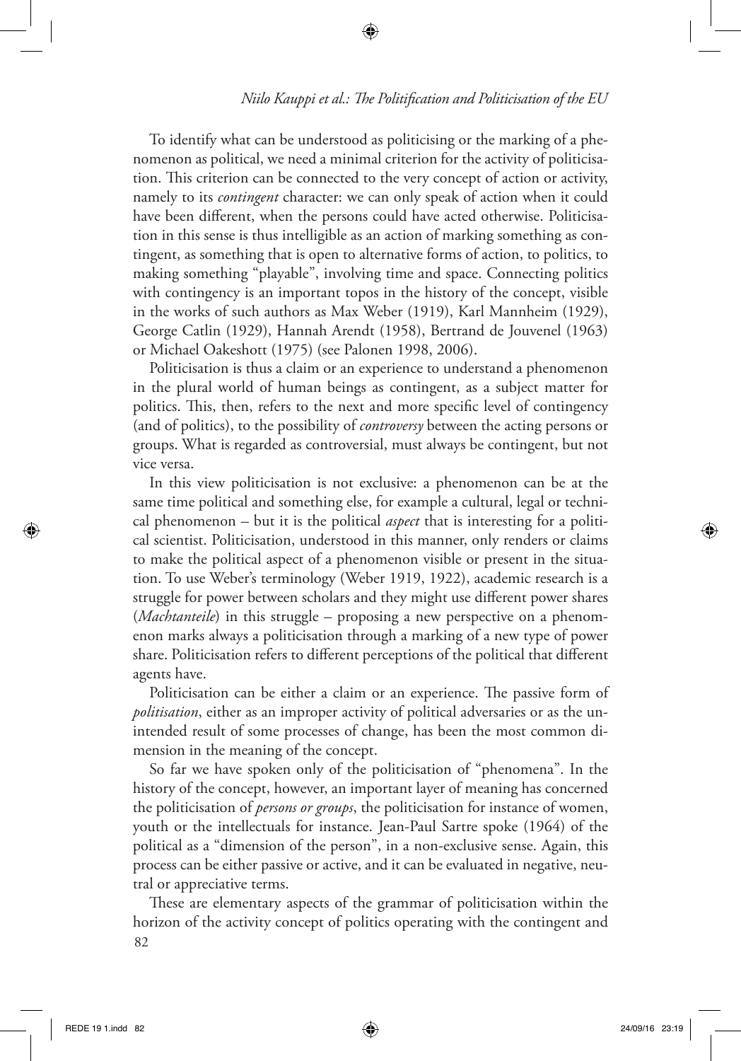To identify what can be understood as politicising or the marking of a phenomenon as political, we need a minimal criterion for the activity of politicisation. This criterion can be connected to the very concept of action or activity, namely to its *contingent* character: we can only speak of action when it could have been different, when the persons could have acted otherwise. Politicisation in this sense is thus intelligible as an action of marking something as contingent, as something that is open to alternative forms of action, to politics, to making something "playable", involving time and space. Connecting politics with contingency is an important topos in the history of the concept, visible in the works of such authors as Max Weber (1919), Karl Mannheim (1929), George Catlin (1929), Hannah Arendt (1958), Bertrand de Jouvenel (1963) or Michael Oakeshott (1975) (see Palonen 1998, 2006).

Politicisation is thus a claim or an experience to understand a phenomenon in the plural world of human beings as contingent, as a subject matter for politics. This, then, refers to the next and more specific level of contingency (and of politics), to the possibility of *controversy* between the acting persons or groups. What is regarded as controversial, must always be contingent, but not vice versa.

In this view politicisation is not exclusive: a phenomenon can be at the same time political and something else, for example a cultural, legal or technical phenomenon – but it is the political *aspect* that is interesting for a political scientist. Politicisation, understood in this manner, only renders or claims to make the political aspect of a phenomenon visible or present in the situation. To use Weber's terminology (Weber 1919, 1922), academic research is a struggle for power between scholars and they might use different power shares (*Machtanteile*) in this struggle – proposing a new perspective on a phenomenon marks always a politicisation through a marking of a new type of power share. Politicisation refers to different perceptions of the political that different agents have.

Politicisation can be either a claim or an experience. The passive form of *politisation*, either as an improper activity of political adversaries or as the unintended result of some processes of change, has been the most common dimension in the meaning of the concept.

So far we have spoken only of the politicisation of "phenomena". In the history of the concept, however, an important layer of meaning has concerned the politicisation of *persons or groups*, the politicisation for instance of women, youth or the intellectuals for instance. Jean-Paul Sartre spoke (1964) of the political as a "dimension of the person", in a non-exclusive sense. Again, this process can be either passive or active, and it can be evaluated in negative, neutral or appreciative terms.

These are elementary aspects of the grammar of politicisation within the horizon of the activity concept of politics operating with the contingent and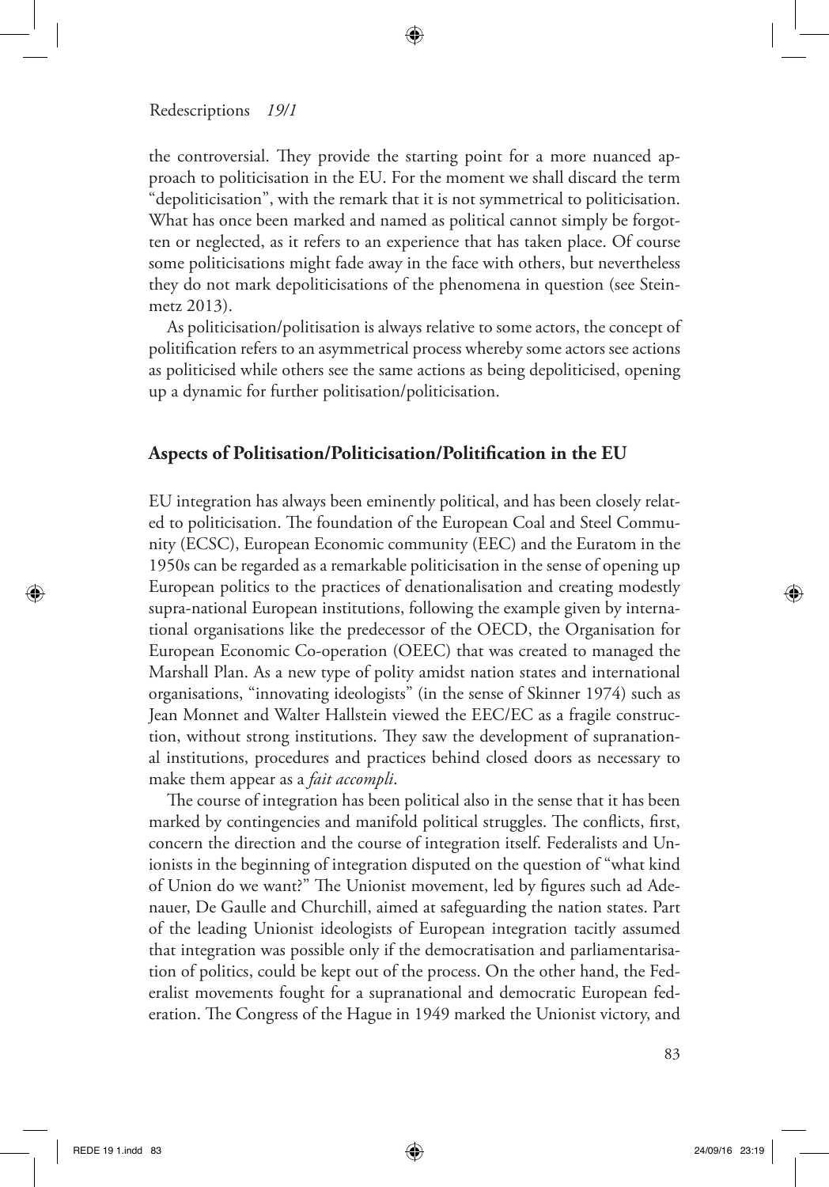the controversial. They provide the starting point for a more nuanced approach to politicisation in the EU. For the moment we shall discard the term "depoliticisation", with the remark that it is not symmetrical to politicisation. What has once been marked and named as political cannot simply be forgotten or neglected, as it refers to an experience that has taken place. Of course some politicisations might fade away in the face with others, but nevertheless they do not mark depoliticisations of the phenomena in question (see Steinmetz 2013).

As politicisation/politisation is always relative to some actors, the concept of politification refers to an asymmetrical process whereby some actors see actions as politicised while others see the same actions as being depoliticised, opening up a dynamic for further politisation/politicisation.

## Aspects of Politisation/Politicisation/Politification in the EU

EU integration has always been eminently political, and has been closely related to politicisation. The foundation of the European Coal and Steel Community (ECSC), European Economic community (EEC) and the Euratom in the 1950s can be regarded as a remarkable politicisation in the sense of opening up European politics to the practices of denationalisation and creating modestly supra-national European institutions, following the example given by international organisations like the predecessor of the OECD, the Organisation for European Economic Co-operation (OEEC) that was created to managed the Marshall Plan. As a new type of polity amidst nation states and international organisations, "innovating ideologists" (in the sense of Skinner 1974) such as Jean Monnet and Walter Hallstein viewed the EEC/EC as a fragile construction, without strong institutions. They saw the development of supranational institutions, procedures and practices behind closed doors as necessary to make them appear as a *fait accompli*.

The course of integration has been political also in the sense that it has been marked by contingencies and manifold political struggles. The conflicts, first, concern the direction and the course of integration itself. Federalists and Unionists in the beginning of integration disputed on the question of "what kind of Union do we want?" The Unionist movement, led by figures such ad Adenauer, De Gaulle and Churchill, aimed at safeguarding the nation states. Part of the leading Unionist ideologists of European integration tacitly assumed that integration was possible only if the democratisation and parliamentarisation of politics, could be kept out of the process. On the other hand, the Federalist movements fought for a supranational and democratic European federation. The Congress of the Hague in 1949 marked the Unionist victory, and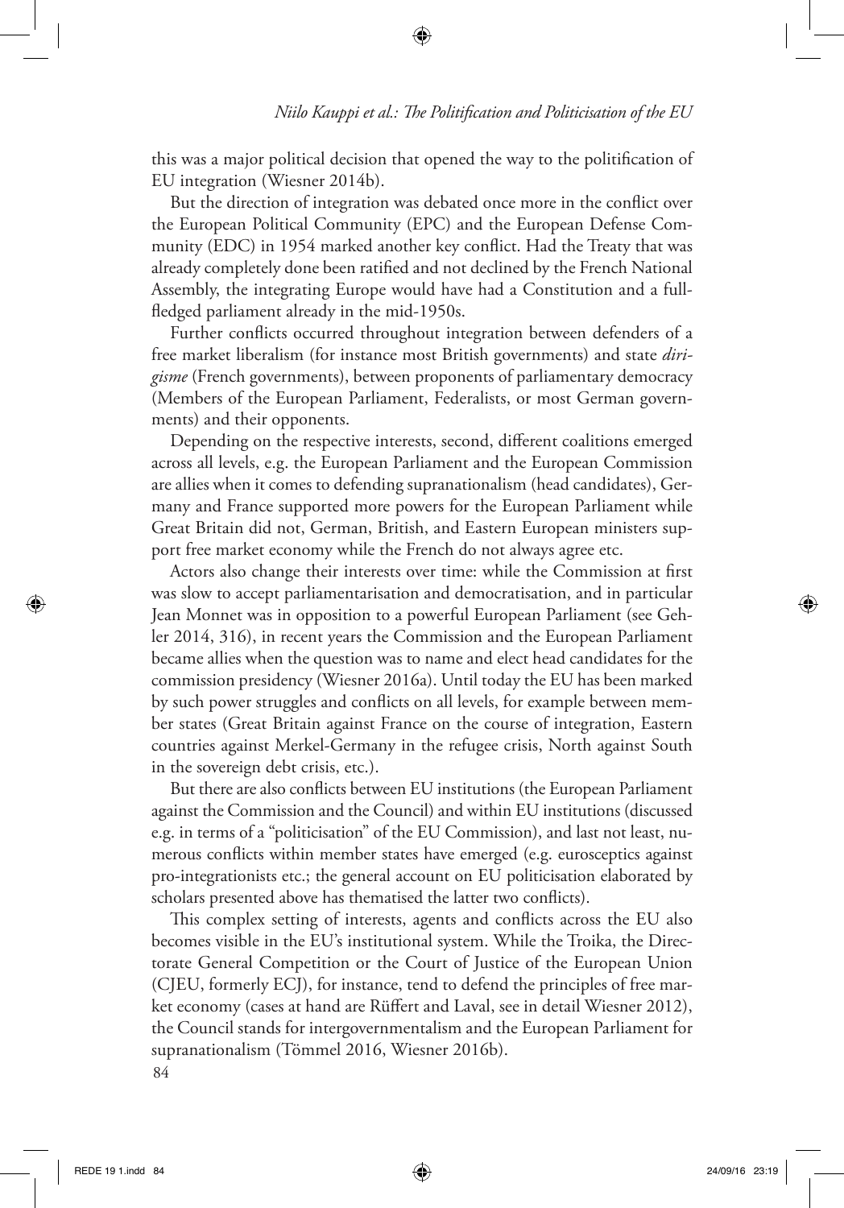this was a major political decision that opened the way to the politification of EU integration (Wiesner 2014b).

But the direction of integration was debated once more in the conflict over the European Political Community (EPC) and the European Defense Community (EDC) in 1954 marked another key conflict. Had the Treaty that was already completely done been ratified and not declined by the French National Assembly, the integrating Europe would have had a Constitution and a full-fledged parliament already in the mid-1950s.

Further conflicts occurred throughout integration between defenders of a free market liberalism (for instance most British governments) and state *dirigisme* (French governments), between proponents of parliamentary democracy (Members of the European Parliament, Federalists, or most German governments) and their opponents.

Depending on the respective interests, second, different coalitions emerged across all levels, e.g. the European Parliament and the European Commission are allies when it comes to defending supranationalism (head candidates), Germany and France supported more powers for the European Parliament while Great Britain did not, German, British, and Eastern European ministers support free market economy while the French do not always agree etc.

Actors also change their interests over time: while the Commission at first was slow to accept parliamentarisation and democratisation, and in particular Jean Monnet was in opposition to a powerful European Parliament (see Gehler 2014, 316), in recent years the Commission and the European Parliament became allies when the question was to name and elect head candidates for the commission presidency (Wiesner 2016a). Until today the EU has been marked by such power struggles and conflicts on all levels, for example between member states (Great Britain against France on the course of integration, Eastern countries against Merkel-Germany in the refugee crisis, North against South in the sovereign debt crisis, etc.).

But there are also conflicts between EU institutions (the European Parliament against the Commission and the Council) and within EU institutions (discussed e.g. in terms of a "politicisation" of the EU Commission), and last not least, numerous conflicts within member states have emerged (e.g. eurosceptics against pro-integrationists etc.; the general account on EU politicisation elaborated by scholars presented above has thematised the latter two conflicts).

This complex setting of interests, agents and conflicts across the EU also becomes visible in the EU's institutional system. While the Troika, the Directorate General Competition or the Court of Justice of the European Union (CJEU, formerly ECJ), for instance, tend to defend the principles of free market economy (cases at hand are Rüffert and Laval, see in detail Wiesner 2012), the Council stands for intergovernmentalism and the European Parliament for supranationalism (Tömmel 2016, Wiesner 2016b).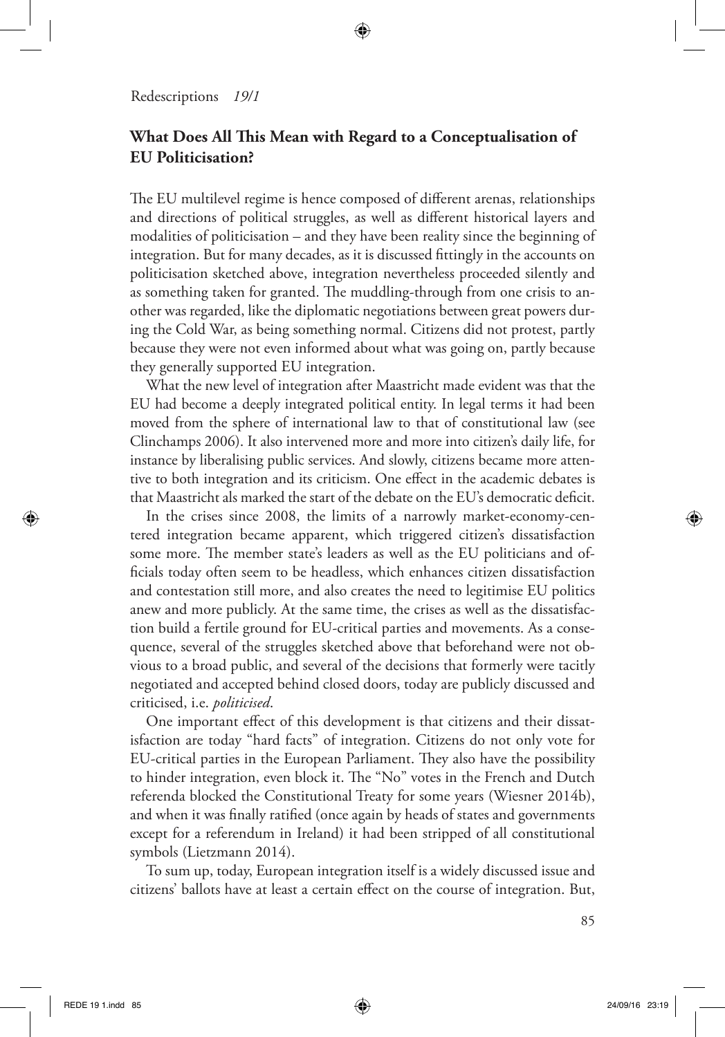## What Does All This Mean with Regard to a Conceptualisation of EU Politicisation?

The EU multilevel regime is hence composed of different arenas, relationships and directions of political struggles, as well as different historical layers and modalities of politicisation – and they have been reality since the beginning of integration. But for many decades, as it is discussed fittingly in the accounts on politicisation sketched above, integration nevertheless proceeded silently and as something taken for granted. The muddling-through from one crisis to another was regarded, like the diplomatic negotiations between great powers during the Cold War, as being something normal. Citizens did not protest, partly because they were not even informed about what was going on, partly because they generally supported EU integration.

What the new level of integration after Maastricht made evident was that the EU had become a deeply integrated political entity. In legal terms it had been moved from the sphere of international law to that of constitutional law (see Clinchamps 2006). It also intervened more and more into citizen's daily life, for instance by liberalising public services. And slowly, citizens became more attentive to both integration and its criticism. One effect in the academic debates is that Maastricht als marked the start of the debate on the EU's democratic deficit.

In the crises since 2008, the limits of a narrowly market-economy-centered integration became apparent, which triggered citizen's dissatisfaction some more. The member state's leaders as well as the EU politicians and officials today often seem to be headless, which enhances citizen dissatisfaction and contestation still more, and also creates the need to legitimise EU politics anew and more publicly. At the same time, the crises as well as the dissatisfaction build a fertile ground for EU-critical parties and movements. As a consequence, several of the struggles sketched above that beforehand were not obvious to a broad public, and several of the decisions that formerly were tacitly negotiated and accepted behind closed doors, today are publicly discussed and criticised, i.e. *politicised*.

One important effect of this development is that citizens and their dissatisfaction are today "hard facts" of integration. Citizens do not only vote for EU-critical parties in the European Parliament. They also have the possibility to hinder integration, even block it. The "No" votes in the French and Dutch referenda blocked the Constitutional Treaty for some years (Wiesner 2014b), and when it was finally ratified (once again by heads of states and governments except for a referendum in Ireland) it had been stripped of all constitutional symbols (Lietzmann 2014).

To sum up, today, European integration itself is a widely discussed issue and citizens' ballots have at least a certain effect on the course of integration. But,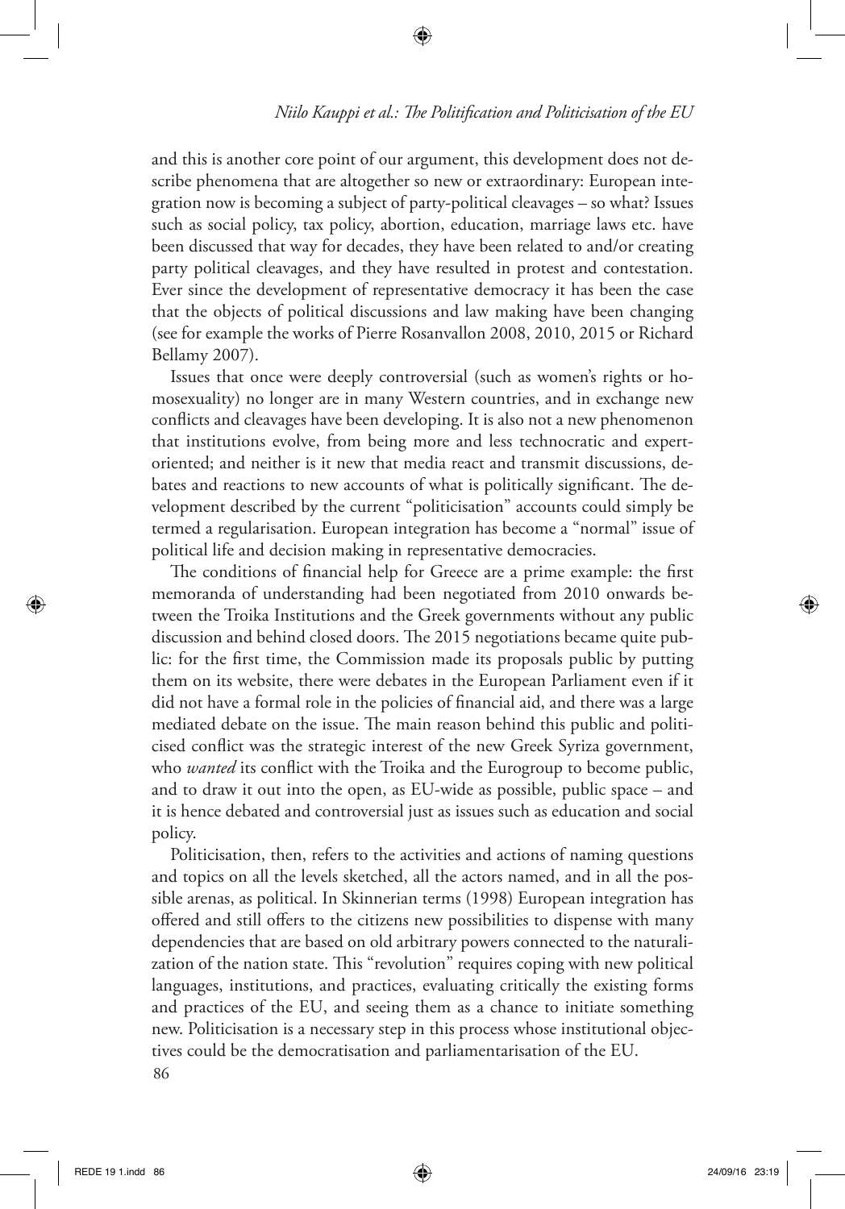and this is another core point of our argument, this development does not describe phenomena that are altogether so new or extraordinary: European integration now is becoming a subject of party-political cleavages – so what? Issues such as social policy, tax policy, abortion, education, marriage laws etc. have been discussed that way for decades, they have been related to and/or creating party political cleavages, and they have resulted in protest and contestation. Ever since the development of representative democracy it has been the case that the objects of political discussions and law making have been changing (see for example the works of Pierre Rosanvallon 2008, 2010, 2015 or Richard Bellamy 2007).

Issues that once were deeply controversial (such as women's rights or homosexuality) no longer are in many Western countries, and in exchange new conflicts and cleavages have been developing. It is also not a new phenomenon that institutions evolve, from being more and less technocratic and expert-oriented; and neither is it new that media react and transmit discussions, debates and reactions to new accounts of what is politically significant. The development described by the current "politicisation" accounts could simply be termed a regularisation. European integration has become a "normal" issue of political life and decision making in representative democracies.

The conditions of financial help for Greece are a prime example: the first memoranda of understanding had been negotiated from 2010 onwards between the Troika Institutions and the Greek governments without any public discussion and behind closed doors. The 2015 negotiations became quite public: for the first time, the Commission made its proposals public by putting them on its website, there were debates in the European Parliament even if it did not have a formal role in the policies of financial aid, and there was a large mediated debate on the issue. The main reason behind this public and politicised conflict was the strategic interest of the new Greek Syriza government, who *wanted* its conflict with the Troika and the Eurogroup to become public, and to draw it out into the open, as EU-wide as possible, public space – and it is hence debated and controversial just as issues such as education and social policy.

Politicisation, then, refers to the activities and actions of naming questions and topics on all the levels sketched, all the actors named, and in all the possible arenas, as political. In Skinnerian terms (1998) European integration has offered and still offers to the citizens new possibilities to dispense with many dependencies that are based on old arbitrary powers connected to the naturalization of the nation state. This "revolution" requires coping with new political languages, institutions, and practices, evaluating critically the existing forms and practices of the EU, and seeing them as a chance to initiate something new. Politicisation is a necessary step in this process whose institutional objectives could be the democratisation and parliamentarisation of the EU.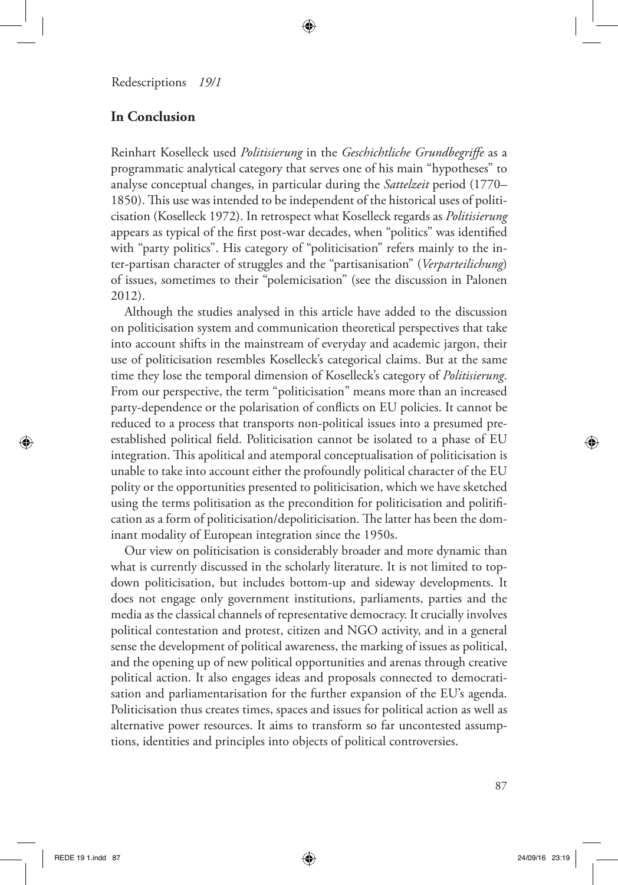## In Conclusion

Reinhart Koselleck used *Politisierung* in the *Geschichtliche Grundbegriffe* as a programmatic analytical category that serves one of his main "hypotheses" to analyse conceptual changes, in particular during the *Sattelzeit* period (1770–1850). This use was intended to be independent of the historical uses of politicisation (Koselleck 1972). In retrospect what Koselleck regards as *Politisierung* appears as typical of the first post-war decades, when "politics" was identified with "party politics". His category of "politicisation" refers mainly to the inter-partisan character of struggles and the "partisanisation" (*Verparteilichung*) of issues, sometimes to their "polemicisation" (see the discussion in Palonen 2012).

Although the studies analysed in this article have added to the discussion on politicisation system and communication theoretical perspectives that take into account shifts in the mainstream of everyday and academic jargon, their use of politicisation resembles Koselleck's categorical claims. But at the same time they lose the temporal dimension of Koselleck's category of *Politisierung*. From our perspective, the term "politicisation" means more than an increased party-dependence or the polarisation of conflicts on EU policies. It cannot be reduced to a process that transports non-political issues into a presumed pre-established political field. Politicisation cannot be isolated to a phase of EU integration. This apolitical and atemporal conceptualisation of politicisation is unable to take into account either the profoundly political character of the EU polity or the opportunities presented to politicisation, which we have sketched using the terms politisation as the precondition for politicisation and politification as a form of politicisation/depoliticisation. The latter has been the dominant modality of European integration since the 1950s.

Our view on politicisation is considerably broader and more dynamic than what is currently discussed in the scholarly literature. It is not limited to top-down politicisation, but includes bottom-up and sideway developments. It does not engage only government institutions, parliaments, parties and the media as the classical channels of representative democracy. It crucially involves political contestation and protest, citizen and NGO activity, and in a general sense the development of political awareness, the marking of issues as political, and the opening up of new political opportunities and arenas through creative political action. It also engages ideas and proposals connected to democratisation and parliamentarisation for the further expansion of the EU's agenda. Politicisation thus creates times, spaces and issues for political action as well as alternative power resources. It aims to transform so far uncontested assumptions, identities and principles into objects of political controversies.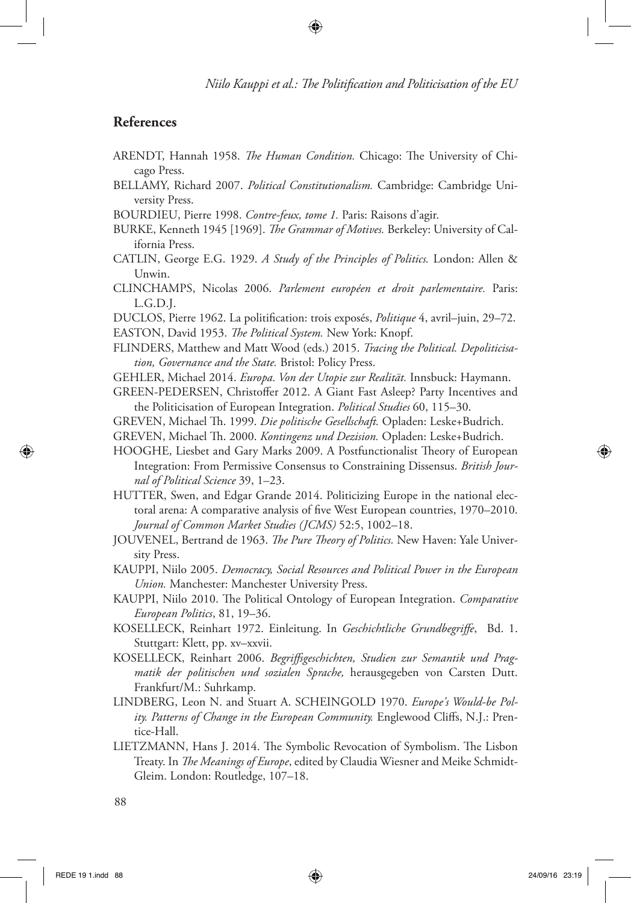## References

ARENDT, Hannah 1958. *The Human Condition.* Chicago: The University of Chicago Press.

BELLAMY, Richard 2007. *Political Constitutionalism.* Cambridge: Cambridge University Press.

BOURDIEU, Pierre 1998. *Contre-feux, tome 1.* Paris: Raisons d'agir.

BURKE, Kenneth 1945 [1969]. *The Grammar of Motives.* Berkeley: University of California Press.

CATLIN, George E.G. 1929. *A Study of the Principles of Politics.* London: Allen & Unwin.

CLINCHAMPS, Nicolas 2006. *Parlement européen et droit parlementaire.* Paris: L.G.D.J.

DUCLOS, Pierre 1962. La politification: trois exposés, *Politique* 4, avril–juin, 29–72.

EASTON, David 1953. *The Political System.* New York: Knopf.

FLINDERS, Matthew and Matt Wood (eds.) 2015. *Tracing the Political. Depoliticisation, Governance and the State.* Bristol: Policy Press.

GEHLER, Michael 2014. *Europa. Von der Utopie zur Realität.* Innsbuck: Haymann.

GREEN-PEDERSEN, Christoffer 2012. A Giant Fast Asleep? Party Incentives and the Politicisation of European Integration. *Political Studies* 60, 115–30.

GREVEN, Michael Th. 1999. *Die politische Gesellschaft.* Opladen: Leske+Budrich.

GREVEN, Michael Th. 2000. *Kontingenz und Dezision.* Opladen: Leske+Budrich.

HOOGHE, Liesbet and Gary Marks 2009. A Postfunctionalist Theory of European Integration: From Permissive Consensus to Constraining Dissensus. *British Journal of Political Science* 39, 1–23.

HUTTER, Swen, and Edgar Grande 2014. Politicizing Europe in the national electoral arena: A comparative analysis of five West European countries, 1970–2010. *Journal of Common Market Studies (JCMS)* 52:5, 1002–18.

JOUVENEL, Bertrand de 1963. *The Pure Theory of Politics.* New Haven: Yale University Press.

KAUPPI, Niilo 2005. *Democracy, Social Resources and Political Power in the European Union.* Manchester: Manchester University Press.

KAUPPI, Niilo 2010. The Political Ontology of European Integration. *Comparative European Politics*, 81, 19–36.

KOSELLECK, Reinhart 1972. Einleitung. In *Geschichtliche Grundbegriffe*, Bd. 1. Stuttgart: Klett, pp. xv–xxvii.

KOSELLECK, Reinhart 2006. *Begriffsgeschichten, Studien zur Semantik und Pragmatik der politischen und sozialen Sprache,* herausgegeben von Carsten Dutt. Frankfurt/M.: Suhrkamp.

LINDBERG, Leon N. and Stuart A. SCHEINGOLD 1970. *Europe's Would-be Polity. Patterns of Change in the European Community.* Englewood Cliffs, N.J.: Prentice-Hall.

LIETZMANN, Hans J. 2014. The Symbolic Revocation of Symbolism. The Lisbon Treaty. In *The Meanings of Europe*, edited by Claudia Wiesner and Meike Schmidt-Gleim. London: Routledge, 107–18.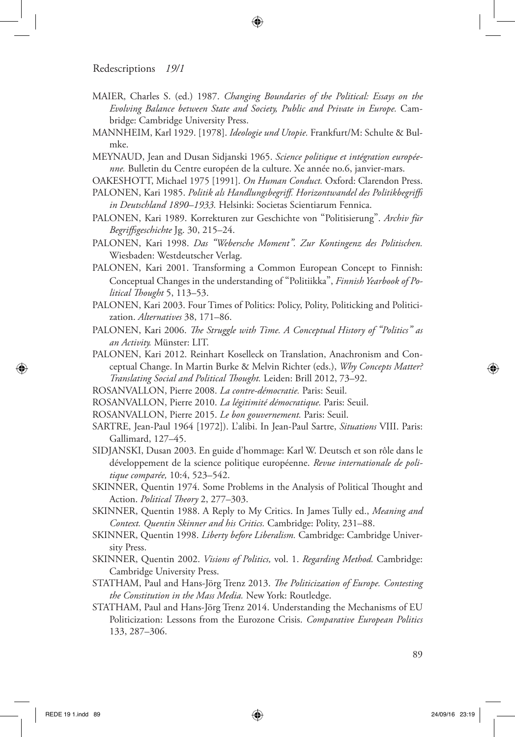MAIER, Charles S. (ed.) 1987. *Changing Boundaries of the Political: Essays on the Evolving Balance between State and Society, Public and Private in Europe.* Cambridge: Cambridge University Press.

MANNHEIM, Karl 1929. [1978]. *Ideologie und Utopie.* Frankfurt/M: Schulte & Bulmke.

MEYNAUD, Jean and Dusan Sidjanski 1965. *Science politique et intégration européenne.* Bulletin du Centre européen de la culture. Xe année no.6, janvier-mars.

OAKESHOTT, Michael 1975 [1991]. *On Human Conduct.* Oxford: Clarendon Press.

PALONEN, Kari 1985. *Politik als Handlungsbegriff. Horizontwandel des Politikbegriffs in Deutschland 1890–1933.* Helsinki: Societas Scientiarum Fennica.

PALONEN, Kari 1989. Korrekturen zur Geschichte von "Politisierung". *Archiv für Begriffsgeschichte* Jg. 30, 215–24.

PALONEN, Kari 1998. *Das "Webersche Moment". Zur Kontingenz des Politischen.* Wiesbaden: Westdeutscher Verlag.

PALONEN, Kari 2001. Transforming a Common European Concept to Finnish: Conceptual Changes in the understanding of "Politiikka", *Finnish Yearbook of Political Thought* 5, 113–53.

PALONEN, Kari 2003. Four Times of Politics: Policy, Polity, Politicking and Politicization. *Alternatives* 38, 171–86.

PALONEN, Kari 2006. *The Struggle with Time. A Conceptual History of "Politics" as an Activity.* Münster: LIT.

PALONEN, Kari 2012. Reinhart Koselleck on Translation, Anachronism and Conceptual Change. In Martin Burke & Melvin Richter (eds.), *Why Concepts Matter? Translating Social and Political Thought.* Leiden: Brill 2012, 73–92.

ROSANVALLON, Pierre 2008. *La contre-démocratie.* Paris: Seuil.

ROSANVALLON, Pierre 2010. *La légitimité démocratique.* Paris: Seuil.

ROSANVALLON, Pierre 2015. *Le bon gouvernement.* Paris: Seuil.

SARTRE, Jean-Paul 1964 [1972]). L'alibi. In Jean-Paul Sartre, *Situations* VIII. Paris: Gallimard, 127–45.

SIDJANSKI, Dusan 2003. En guide d'hommage: Karl W. Deutsch et son rôle dans le développement de la science politique européenne. *Revue internationale de politique comparée,* 10:4, 523–542.

SKINNER, Quentin 1974. Some Problems in the Analysis of Political Thought and Action. *Political Theory* 2, 277–303.

SKINNER, Quentin 1988. A Reply to My Critics. In James Tully ed., *Meaning and Context. Quentin Skinner and his Critics.* Cambridge: Polity, 231–88.

SKINNER, Quentin 1998. *Liberty before Liberalism.* Cambridge: Cambridge University Press.

SKINNER, Quentin 2002. *Visions of Politics,* vol. 1. *Regarding Method.* Cambridge: Cambridge University Press.

STATHAM, Paul and Hans-Jörg Trenz 2013. *The Politicization of Europe. Contesting the Constitution in the Mass Media.* New York: Routledge.

STATHAM, Paul and Hans-Jörg Trenz 2014. Understanding the Mechanisms of EU Politicization: Lessons from the Eurozone Crisis. *Comparative European Politics* 133, 287–306.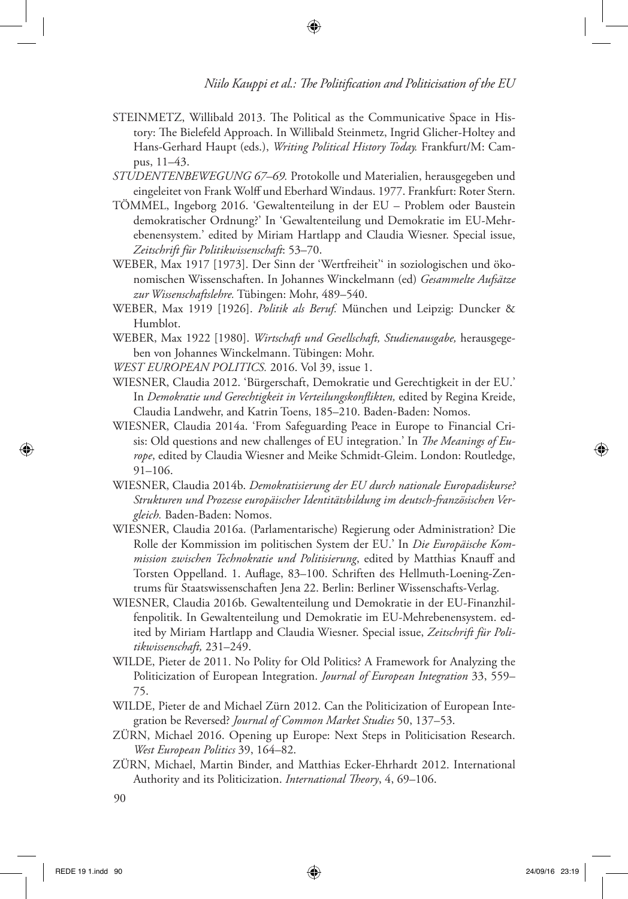STEINMETZ, Willibald 2013. The Political as the Communicative Space in History: The Bielefeld Approach. In Willibald Steinmetz, Ingrid Glicher-Holtey and Hans-Gerhard Haupt (eds.), *Writing Political History Today.* Frankfurt/M: Campus, 11–43.

*STUDENTENBEWEGUNG 67–69.* Protokolle und Materialien, herausgegeben und eingeleitet von Frank Wolff und Eberhard Windaus. 1977. Frankfurt: Roter Stern.

TÖMMEL, Ingeborg 2016. 'Gewaltenteilung in der EU – Problem oder Baustein demokratischer Ordnung?' In 'Gewaltenteilung und Demokratie im EU-Mehrebenensystem.' edited by Miriam Hartlapp and Claudia Wiesner. Special issue, *Zeitschrift für Politikwissenschaft*: 53–70.

WEBER, Max 1917 [1973]. Der Sinn der 'Wertfreiheit'' in soziologischen und ökonomischen Wissenschaften. In Johannes Winckelmann (ed) *Gesammelte Aufsätze zur Wissenschaftslehre.* Tübingen: Mohr, 489–540.

WEBER, Max 1919 [1926]. *Politik als Beruf.* München und Leipzig: Duncker & Humblot.

WEBER, Max 1922 [1980]. *Wirtschaft und Gesellschaft, Studienausgabe,* herausgegeben von Johannes Winckelmann. Tübingen: Mohr.

*WEST EUROPEAN POLITICS.* 2016. Vol 39, issue 1.

WIESNER, Claudia 2012. 'Bürgerschaft, Demokratie und Gerechtigkeit in der EU.' In *Demokratie und Gerechtigkeit in Verteilungskonflikten,* edited by Regina Kreide, Claudia Landwehr, and Katrin Toens, 185–210. Baden-Baden: Nomos.

WIESNER, Claudia 2014a. 'From Safeguarding Peace in Europe to Financial Crisis: Old questions and new challenges of EU integration.' In *The Meanings of Europe*, edited by Claudia Wiesner and Meike Schmidt-Gleim. London: Routledge, 91–106.

WIESNER, Claudia 2014b. *Demokratisierung der EU durch nationale Europadiskurse? Strukturen und Prozesse europäischer Identitätsbildung im deutsch-französischen Vergleich.* Baden-Baden: Nomos.

WIESNER, Claudia 2016a. (Parlamentarische) Regierung oder Administration? Die Rolle der Kommission im politischen System der EU.' In *Die Europäische Kommission zwischen Technokratie und Politisierung*, edited by Matthias Knauff and Torsten Oppelland. 1. Auflage, 83–100. Schriften des Hellmuth-Loening-Zentrums für Staatswissenschaften Jena 22. Berlin: Berliner Wissenschafts-Verlag.

WIESNER, Claudia 2016b. Gewaltenteilung und Demokratie in der EU-Finanzhilfenpolitik. In Gewaltenteilung und Demokratie im EU-Mehrebenensystem. edited by Miriam Hartlapp and Claudia Wiesner. Special issue, *Zeitschrift für Politikwissenschaft,* 231–249.

WILDE, Pieter de 2011. No Polity for Old Politics? A Framework for Analyzing the Politicization of European Integration. *Journal of European Integration* 33, 559–75.

WILDE, Pieter de and Michael Zürn 2012. Can the Politicization of European Integration be Reversed? *Journal of Common Market Studies* 50, 137–53.

ZÜRN, Michael 2016. Opening up Europe: Next Steps in Politicisation Research. *West European Politics* 39, 164–82.

ZÜRN, Michael, Martin Binder, and Matthias Ecker-Ehrhardt 2012. International Authority and its Politicization. *International Theory*, 4, 69–106.